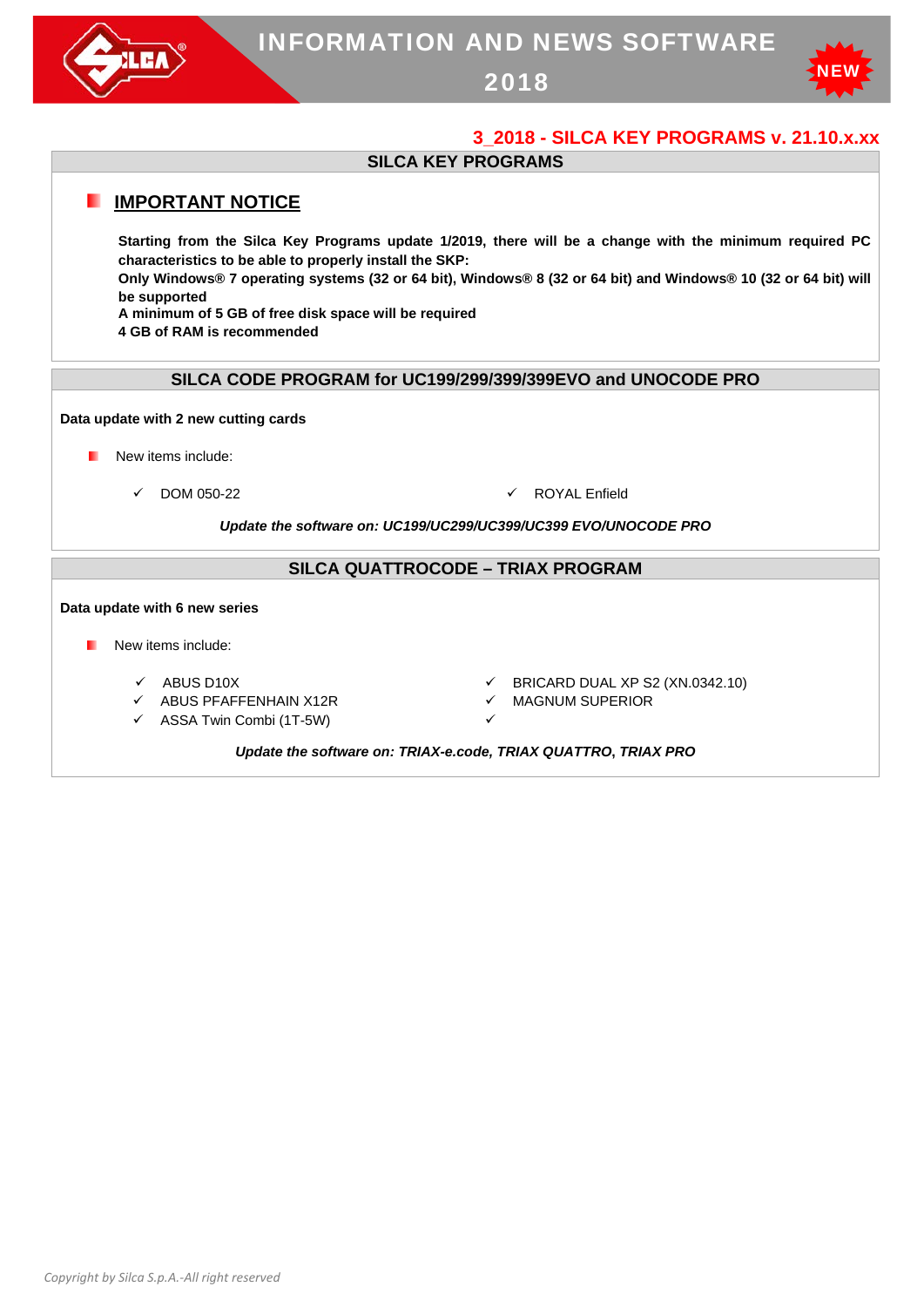# INFORMATION AND NEWS SOFTWARE 2018

NEW

## 3_2018 - SILCA KEY PROGRAMS v. 21.10.x.xx

### SILCA KEY PROGRAMS

#### IMPORTANT NOTICE

**Starting from the Silca Key Programs update 1/2019, there will be a change with the minimum required PC characteristics to be able to properly install the SKP:**
**Only Windows® 7 operating systems (32 or 64 bit), Windows® 8 (32 or 64 bit) and Windows® 10 (32 or 64 bit) will be supported**
**A minimum of 5 GB of free disk space will be required**
**4 GB of RAM is recommended**

### SILCA CODE PROGRAM for UC199/299/399/399EVO and UNOCODE PRO

**Data update with 2 new cutting cards**

- New items include:
  - ✓ DOM 050-22
  - ✓ ROYAL Enfield

***Update the software on: UC199/UC299/UC399/UC399 EVO/UNOCODE PRO***

### SILCA QUATTROCODE – TRIAX PROGRAM

**Data update with 6 new series**

- New items include:
  - ✓ ABUS D10X
  - ✓ ABUS PFAFFENHAIN X12R
  - ✓ ASSA Twin Combi (1T-5W)
  - ✓ BRICARD DUAL XP S2 (XN.0342.10)
  - ✓ MAGNUM SUPERIOR
  - ✓

***Update the software on: TRIAX-e.code, TRIAX QUATTRO, TRIAX PRO***

*Copyright by Silca S.p.A.-All right reserved*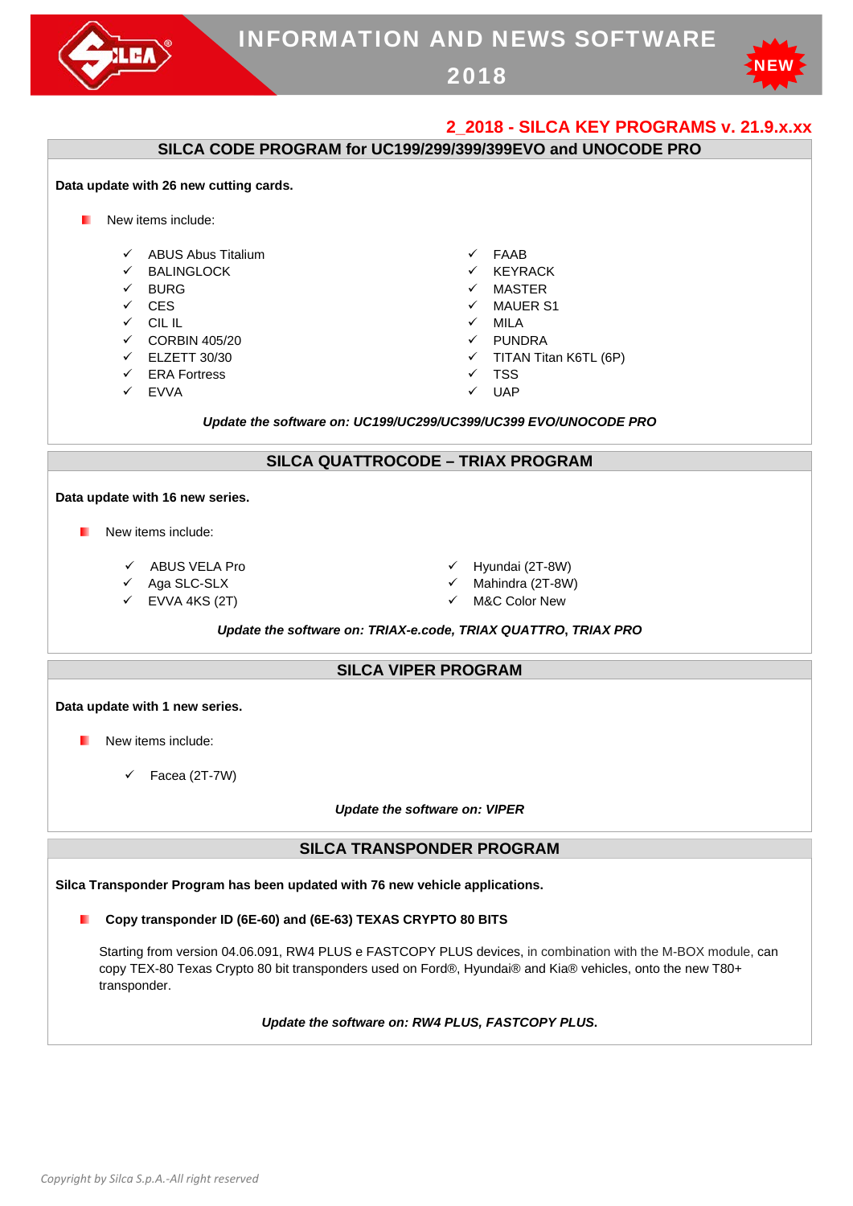## 2_2018 - SILCA KEY PROGRAMS v. 21.9.x.xx

### SILCA CODE PROGRAM for UC199/299/399/399EVO and UNOCODE PRO

**Data update with 26 new cutting cards.**

- New items include:
  - ✓ ABUS Abus Titalium
  - ✓ BALINGLOCK
  - ✓ BURG
  - ✓ CES
  - ✓ CIL IL
  - ✓ CORBIN 405/20
  - ✓ ELZETT 30/30
  - ✓ ERA Fortress
  - ✓ EVVA
  - ✓ FAAB
  - ✓ KEYRACK
  - ✓ MASTER
  - ✓ MAUER S1
  - ✓ MILA
  - ✓ PUNDRA
  - ✓ TITAN Titan K6TL (6P)
  - ✓ TSS
  - ✓ UAP

***Update the software on: UC199/UC299/UC399/UC399 EVO/UNOCODE PRO***

### SILCA QUATTROCODE – TRIAX PROGRAM

**Data update with 16 new series.**

- New items include:
  - ✓ ABUS VELA Pro
  - ✓ Aga SLC-SLX
  - ✓ EVVA 4KS (2T)
  - ✓ Hyundai (2T-8W)
  - ✓ Mahindra (2T-8W)
  - ✓ M&C Color New

***Update the software on: TRIAX-e.code, TRIAX QUATTRO, TRIAX PRO***

### SILCA VIPER PROGRAM

**Data update with 1 new series.**

- New items include:
  - ✓ Facea (2T-7W)

***Update the software on: VIPER***

### SILCA TRANSPONDER PROGRAM

**Silca Transponder Program has been updated with 76 new vehicle applications.**

- **Copy transponder ID (6E-60) and (6E-63) TEXAS CRYPTO 80 BITS**

Starting from version 04.06.091, RW4 PLUS e FASTCOPY PLUS devices, in combination with the M-BOX module, can copy TEX-80 Texas Crypto 80 bit transponders used on Ford®, Hyundai® and Kia® vehicles, onto the new T80+ transponder.

***Update the software on: RW4 PLUS, FASTCOPY PLUS.***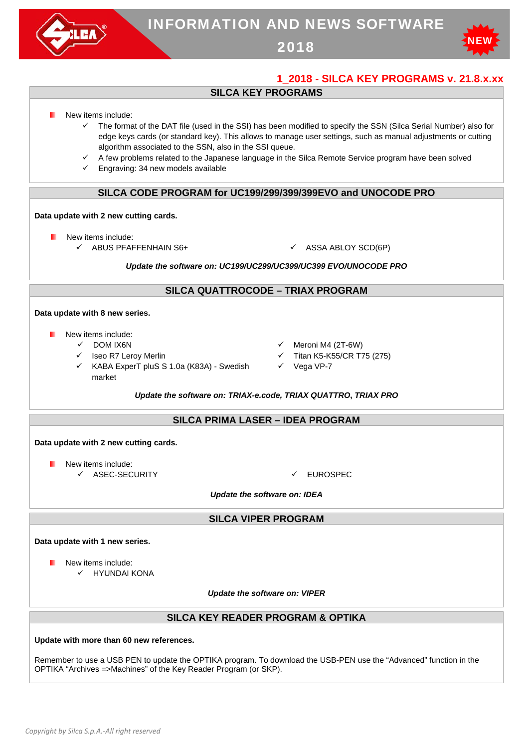# INFORMATION AND NEWS SOFTWARE 2018

NEW

## 1_2018 - SILCA KEY PROGRAMS v. 21.8.x.xx

### SILCA KEY PROGRAMS

- New items include:
  - ✓ The format of the DAT file (used in the SSI) has been modified to specify the SSN (Silca Serial Number) also for edge keys cards (or standard key). This allows to manage user settings, such as manual adjustments or cutting algorithm associated to the SSN, also in the SSI queue.
  - ✓ A few problems related to the Japanese language in the Silca Remote Service program have been solved
  - ✓ Engraving: 34 new models available

### SILCA CODE PROGRAM for UC199/299/399/399EVO and UNOCODE PRO

**Data update with 2 new cutting cards.**

- New items include:
  - ✓ ABUS PFAFFENHAIN S6+
  - ✓ ASSA ABLOY SCD(6P)

***Update the software on: UC199/UC299/UC399/UC399 EVO/UNOCODE PRO***

### SILCA QUATTROCODE – TRIAX PROGRAM

**Data update with 8 new series.**

- New items include:
  - ✓ DOM IX6N
  - ✓ Iseo R7 Leroy Merlin
  - ✓ KABA ExperT pluS S 1.0a (K83A) - Swedish market
  - ✓ Meroni M4 (2T-6W)
  - ✓ Titan K5-K55/CR T75 (275)
  - ✓ Vega VP-7

***Update the software on: TRIAX-e.code, TRIAX QUATTRO, TRIAX PRO***

### SILCA PRIMA LASER – IDEA PROGRAM

**Data update with 2 new cutting cards.**

- New items include:
  - ✓ ASEC-SECURITY
  - ✓ EUROSPEC

***Update the software on: IDEA***

### SILCA VIPER PROGRAM

**Data update with 1 new series.**

- New items include:
  - ✓ HYUNDAI KONA

***Update the software on: VIPER***

### SILCA KEY READER PROGRAM & OPTIKA

**Update with more than 60 new references.**

Remember to use a USB PEN to update the OPTIKA program. To download the USB-PEN use the "Advanced" function in the OPTIKA "Archives =>Machines" of the Key Reader Program (or SKP).